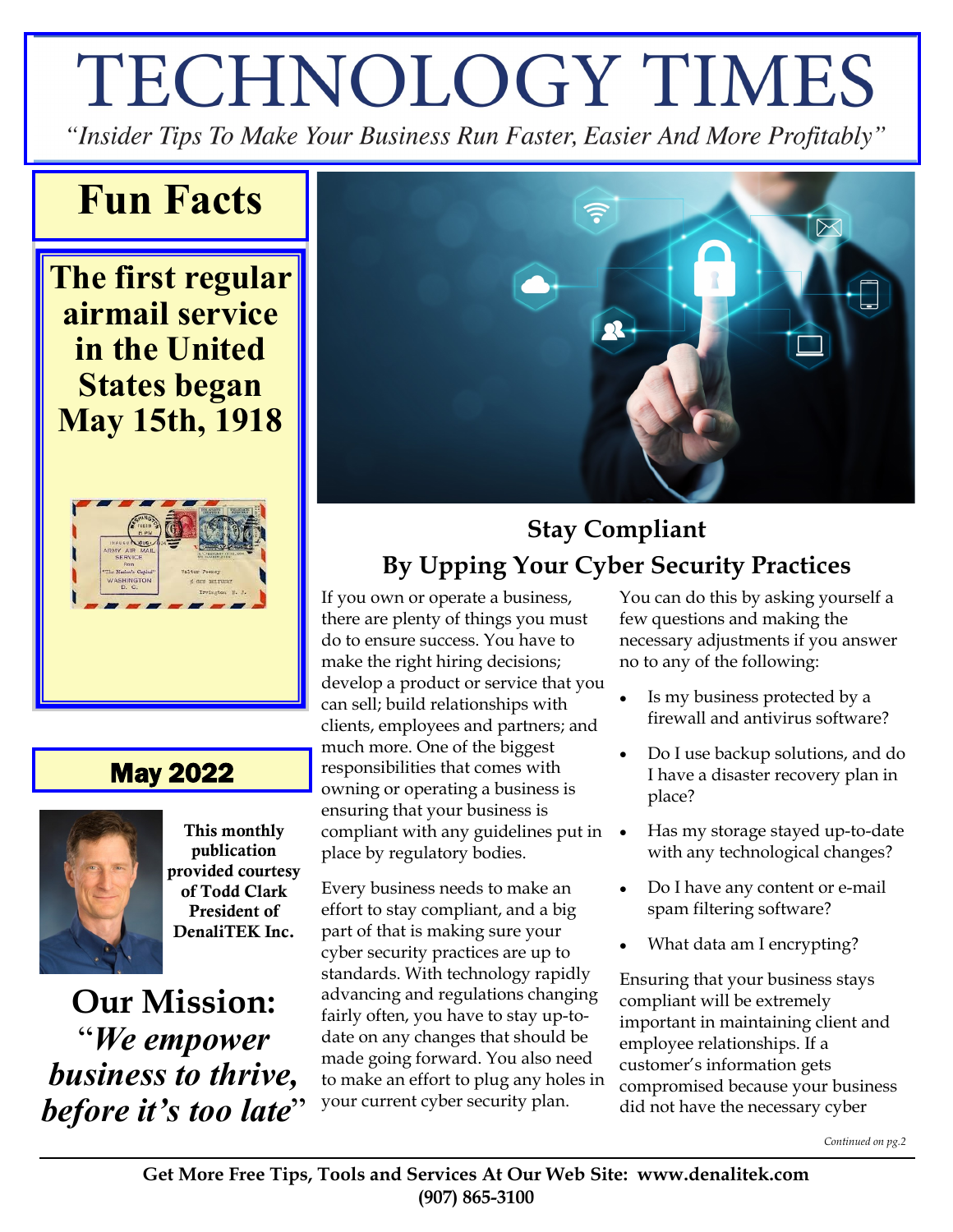# TECHNOLOGY TIMES

*"Insider Tips To Make Your Business Run Faster, Easier And More Profitably"*

## Fun Facts

**The first regular airmail service in the United States began May 15th, 1918**

## May 2022

**This monthly publication provided courtesy of Todd Clark President of DenaliTEK Inc.**

## Our Mission:

***"We empower business to thrive, before it's too late"***

## Stay Compliant By Upping Your Cyber Security Practices

If you own or operate a business, there are plenty of things you must do to ensure success. You have to make the right hiring decisions; develop a product or service that you can sell; build relationships with clients, employees and partners; and much more. One of the biggest responsibilities that comes with owning or operating a business is ensuring that your business is compliant with any guidelines put in place by regulatory bodies.

Every business needs to make an effort to stay compliant, and a big part of that is making sure your cyber security practices are up to standards. With technology rapidly advancing and regulations changing fairly often, you have to stay up-to-date on any changes that should be made going forward. You also need to make an effort to plug any holes in your current cyber security plan.

You can do this by asking yourself a few questions and making the necessary adjustments if you answer no to any of the following:

- Is my business protected by a firewall and antivirus software?
- Do I use backup solutions, and do I have a disaster recovery plan in place?
- Has my storage stayed up-to-date with any technological changes?
- Do I have any content or e-mail spam filtering software?
- What data am I encrypting?

Ensuring that your business stays compliant will be extremely important in maintaining client and employee relationships. If a customer's information gets compromised because your business did not have the necessary cyber

*Continued on pg.2*

**Get More Free Tips, Tools and Services At Our Web Site: www.denalitek.com (907) 865-3100**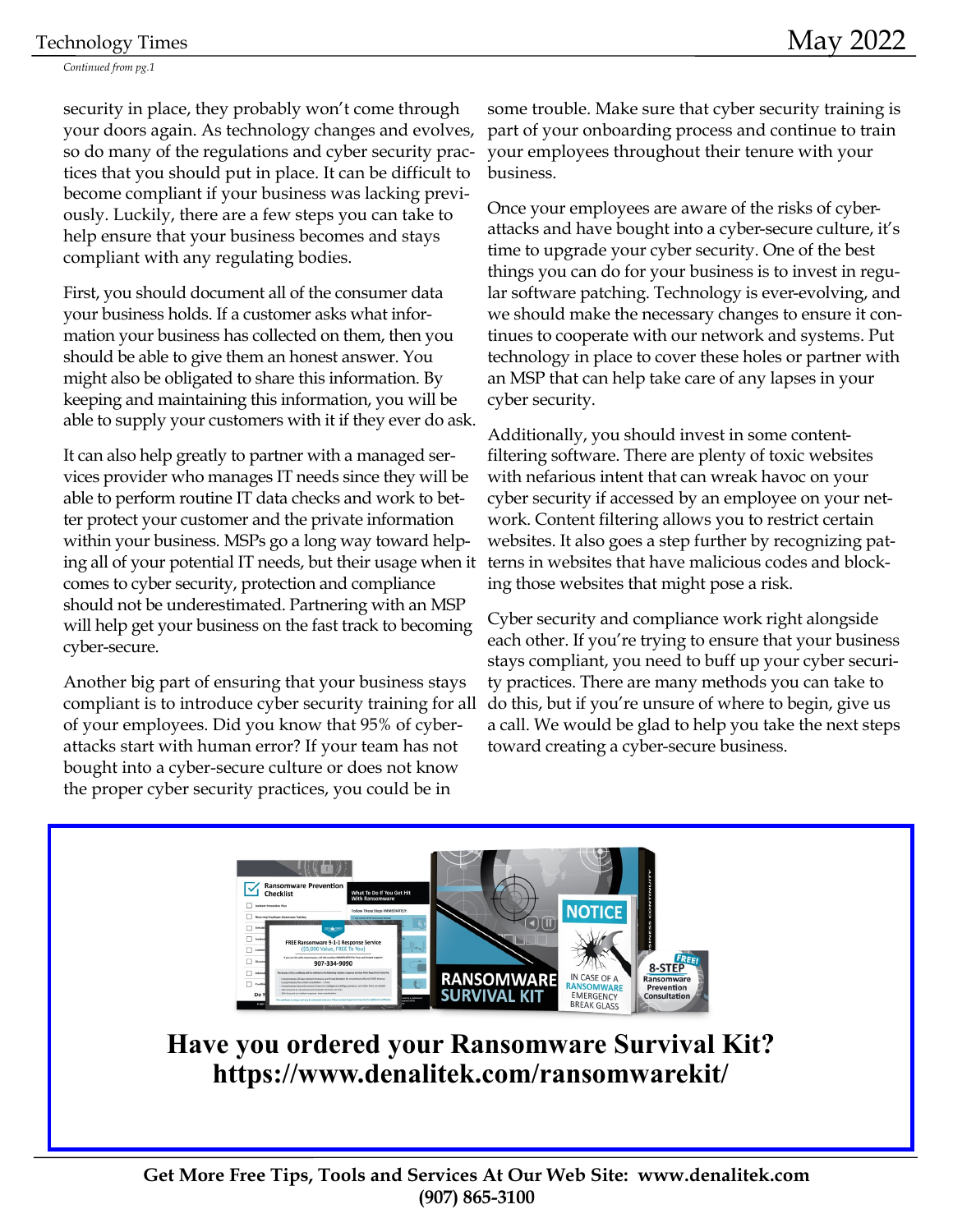*Continued from pg.1*

security in place, they probably won't come through your doors again. As technology changes and evolves, so do many of the regulations and cyber security practices that you should put in place. It can be difficult to become compliant if your business was lacking previously. Luckily, there are a few steps you can take to help ensure that your business becomes and stays compliant with any regulating bodies.

First, you should document all of the consumer data your business holds. If a customer asks what information your business has collected on them, then you should be able to give them an honest answer. You might also be obligated to share this information. By keeping and maintaining this information, you will be able to supply your customers with it if they ever do ask.

It can also help greatly to partner with a managed services provider who manages IT needs since they will be able to perform routine IT data checks and work to better protect your customer and the private information within your business. MSPs go a long way toward helping all of your potential IT needs, but their usage when it comes to cyber security, protection and compliance should not be underestimated. Partnering with an MSP will help get your business on the fast track to becoming cyber-secure.

Another big part of ensuring that your business stays compliant is to introduce cyber security training for all of your employees. Did you know that 95% of cyber-attacks start with human error? If your team has not bought into a cyber-secure culture or does not know the proper cyber security practices, you could be in some trouble. Make sure that cyber security training is part of your onboarding process and continue to train your employees throughout their tenure with your business.

Once your employees are aware of the risks of cyber-attacks and have bought into a cyber-secure culture, it's time to upgrade your cyber security. One of the best things you can do for your business is to invest in regular software patching. Technology is ever-evolving, and we should make the necessary changes to ensure it continues to cooperate with our network and systems. Put technology in place to cover these holes or partner with an MSP that can help take care of any lapses in your cyber security.

Additionally, you should invest in some content-filtering software. There are plenty of toxic websites with nefarious intent that can wreak havoc on your cyber security if accessed by an employee on your network. Content filtering allows you to restrict certain websites. It also goes a step further by recognizing patterns in websites that have malicious codes and blocking those websites that might pose a risk.

Cyber security and compliance work right alongside each other. If you're trying to ensure that your business stays compliant, you need to buff up your cyber security practices. There are many methods you can take to do this, but if you're unsure of where to begin, give us a call. We would be glad to help you take the next steps toward creating a cyber-secure business.

**Have you ordered your Ransomware Survival Kit?**
**https://www.denalitek.com/ransomwarekit/**

**Get More Free Tips, Tools and Services At Our Web Site: www.denalitek.com**
**(907) 865-3100**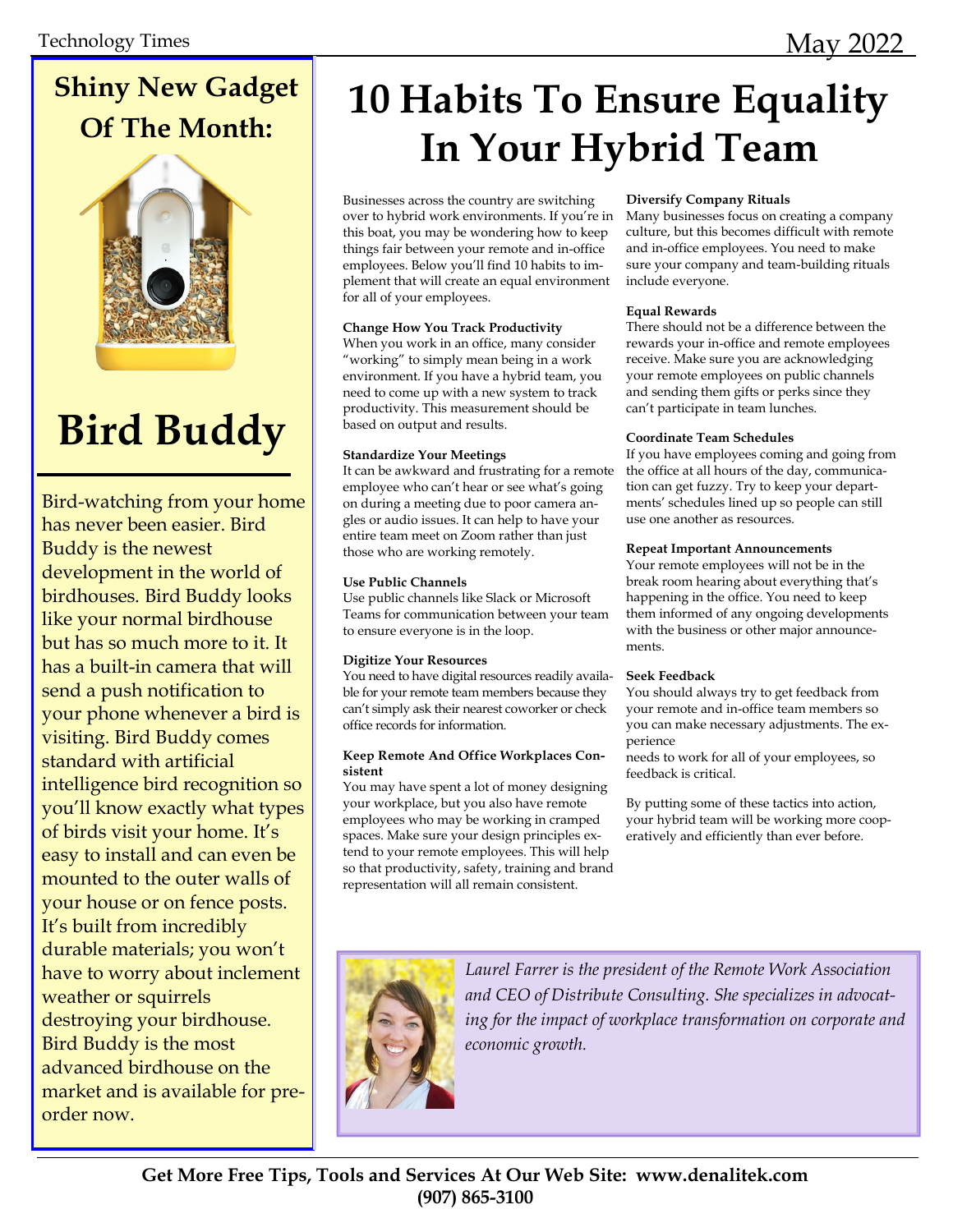## Shiny New Gadget Of The Month:

# Bird Buddy

Bird-watching from your home has never been easier. Bird Buddy is the newest development in the world of birdhouses. Bird Buddy looks like your normal birdhouse but has so much more to it. It has a built-in camera that will send a push notification to your phone whenever a bird is visiting. Bird Buddy comes standard with artificial intelligence bird recognition so you'll know exactly what types of birds visit your home. It's easy to install and can even be mounted to the outer walls of your house or on fence posts. It's built from incredibly durable materials; you won't have to worry about inclement weather or squirrels destroying your birdhouse. Bird Buddy is the most advanced birdhouse on the market and is available for pre-order now.

# 10 Habits To Ensure Equality In Your Hybrid Team

Businesses across the country are switching over to hybrid work environments. If you're in this boat, you may be wondering how to keep things fair between your remote and in-office employees. Below you'll find 10 habits to implement that will create an equal environment for all of your employees.

**Change How You Track Productivity**
When you work in an office, many consider "working" to simply mean being in a work environment. If you have a hybrid team, you need to come up with a new system to track productivity. This measurement should be based on output and results.

**Standardize Your Meetings**
It can be awkward and frustrating for a remote employee who can't hear or see what's going on during a meeting due to poor camera angles or audio issues. It can help to have your entire team meet on Zoom rather than just those who are working remotely.

**Use Public Channels**
Use public channels like Slack or Microsoft Teams for communication between your team to ensure everyone is in the loop.

**Digitize Your Resources**
You need to have digital resources readily available for your remote team members because they can't simply ask their nearest coworker or check office records for information.

**Keep Remote And Office Workplaces Consistent**
You may have spent a lot of money designing your workplace, but you also have remote employees who may be working in cramped spaces. Make sure your design principles extend to your remote employees. This will help so that productivity, safety, training and brand representation will all remain consistent.

**Diversify Company Rituals**
Many businesses focus on creating a company culture, but this becomes difficult with remote and in-office employees. You need to make sure your company and team-building rituals include everyone.

**Equal Rewards**
There should not be a difference between the rewards your in-office and remote employees receive. Make sure you are acknowledging your remote employees on public channels and sending them gifts or perks since they can't participate in team lunches.

**Coordinate Team Schedules**
If you have employees coming and going from the office at all hours of the day, communication can get fuzzy. Try to keep your departments' schedules lined up so people can still use one another as resources.

**Repeat Important Announcements**
Your remote employees will not be in the break room hearing about everything that's happening in the office. You need to keep them informed of any ongoing developments with the business or other major announcements.

**Seek Feedback**
You should always try to get feedback from your remote and in-office team members so you can make necessary adjustments. The experience needs to work for all of your employees, so feedback is critical.

By putting some of these tactics into action, your hybrid team will be working more cooperatively and efficiently than ever before.

*Laurel Farrer is the president of the Remote Work Association and CEO of Distribute Consulting. She specializes in advocating for the impact of workplace transformation on corporate and economic growth.*

**Get More Free Tips, Tools and Services At Our Web Site: www.denalitek.com**
**(907) 865-3100**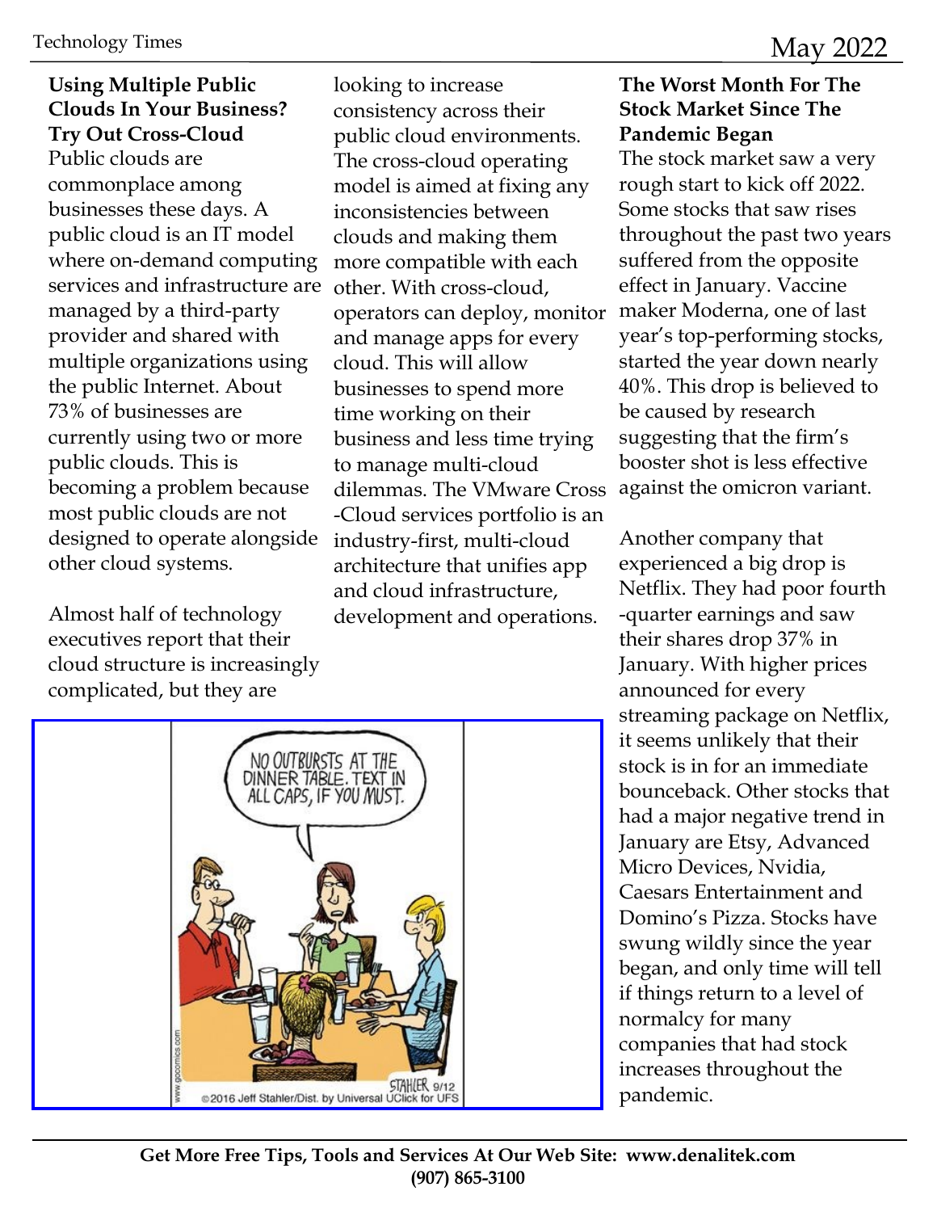## Using Multiple Public Clouds In Your Business? Try Out Cross-Cloud

Public clouds are commonplace among businesses these days. A public cloud is an IT model where on-demand computing services and infrastructure are managed by a third-party provider and shared with multiple organizations using the public Internet. About 73% of businesses are currently using two or more public clouds. This is becoming a problem because most public clouds are not designed to operate alongside other cloud systems.

Almost half of technology executives report that their cloud structure is increasingly complicated, but they are looking to increase consistency across their public cloud environments. The cross-cloud operating model is aimed at fixing any inconsistencies between clouds and making them more compatible with each other. With cross-cloud, operators can deploy, monitor and manage apps for every cloud. This will allow businesses to spend more time working on their business and less time trying to manage multi-cloud dilemmas. The VMware Cross-Cloud services portfolio is an industry-first, multi-cloud architecture that unifies app and cloud infrastructure, development and operations.

## The Worst Month For The Stock Market Since The Pandemic Began

The stock market saw a very rough start to kick off 2022. Some stocks that saw rises throughout the past two years suffered from the opposite effect in January. Vaccine maker Moderna, one of last year's top-performing stocks, started the year down nearly 40%. This drop is believed to be caused by research suggesting that the firm's booster shot is less effective against the omicron variant.

Another company that experienced a big drop is Netflix. They had poor fourth-quarter earnings and saw their shares drop 37% in January. With higher prices announced for every streaming package on Netflix, it seems unlikely that their stock is in for an immediate bounceback. Other stocks that had a major negative trend in January are Etsy, Advanced Micro Devices, Nvidia, Caesars Entertainment and Domino's Pizza. Stocks have swung wildly since the year began, and only time will tell if things return to a level of normalcy for many companies that had stock increases throughout the pandemic.

**Get More Free Tips, Tools and Services At Our Web Site: www.denalitek.com**
**(907) 865-3100**